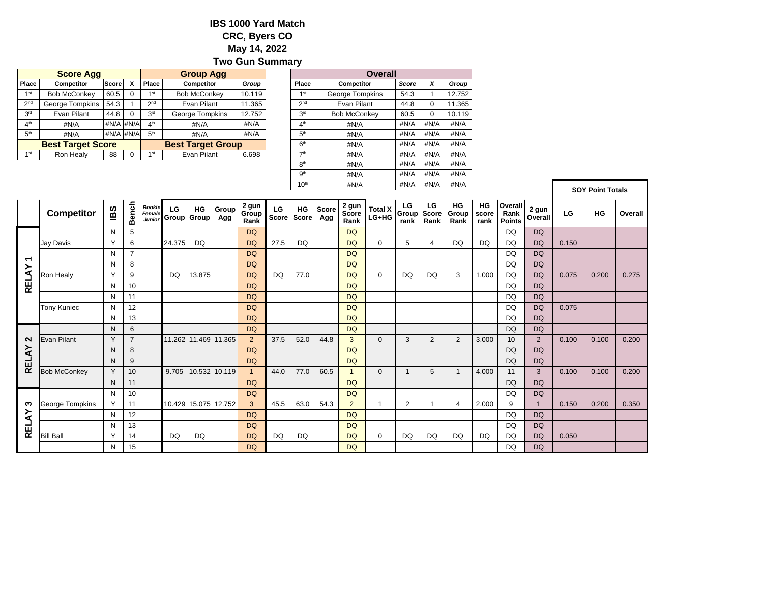# IBS 1000 Yard Match
## CRC, Byers CO
## May 14, 2022
## Two Gun Summary

| Score Agg | | | | Group Agg | | |
|---|---|---|---|---|---|---|
| Place | Competitor | Score | X | Place | Competitor | Group |
| 1st | Bob McConkey | 60.5 | 0 | 1st | Bob McConkey | 10.119 |
| 2nd | George Tompkins | 54.3 | 1 | 2nd | Evan Pilant | 11.365 |
| 3rd | Evan Pilant | 44.8 | 0 | 3rd | George Tompkins | 12.752 |
| 4th | #N/A | #N/A | #N/A | 4th | #N/A | #N/A |
| 5th | #N/A | #N/A | #N/A | 5th | #N/A | #N/A |
| **Best Target Score** | | | | **Best Target Group** | | |
| 1st | Ron Healy | 88 | 0 | 1st | Evan Pilant | 6.698 |

| Overall | | | | |
|---|---|---|---|---|
| Place | Competitor | Score | X | Group |
| 1st | George Tompkins | 54.3 | 1 | 12.752 |
| 2nd | Evan Pilant | 44.8 | 0 | 11.365 |
| 3rd | Bob McConkey | 60.5 | 0 | 10.119 |
| 4th | #N/A | #N/A | #N/A | #N/A |
| 5th | #N/A | #N/A | #N/A | #N/A |
| 6th | #N/A | #N/A | #N/A | #N/A |
| 7th | #N/A | #N/A | #N/A | #N/A |
| 8th | #N/A | #N/A | #N/A | #N/A |
| 9th | #N/A | #N/A | #N/A | #N/A |
| 10th | #N/A | #N/A | #N/A | #N/A |

| | Competitor | IBS | Bench | Rookie Female Junior | LG Group | HG Group | Group Agg | 2 gun Group Rank | LG Score | HG Score | Score Agg | 2 gun Score Rank | Total X LG+HG | LG Group rank | LG Score Rank | HG Group Rank | HG score rank | Overall Rank Points | 2 gun Overall | SOY Point Totals LG | SOY Point Totals HG | SOY Point Totals Overall |
|---|---|---|---|---|---|---|---|---|---|---|---|---|---|---|---|---|---|---|---|---|---|---|
| RELAY 1 | | N | 5 | | | | | DQ | | | | DQ | | | | | | DQ | DQ | | | |
| | Jay Davis | Y | 6 | | 24.375 | DQ | | DQ | 27.5 | DQ | | DQ | 0 | 5 | 4 | DQ | DQ | DQ | DQ | 0.150 | | |
| | | N | 7 | | | | | DQ | | | | DQ | | | | | | DQ | DQ | | | |
| | | N | 8 | | | | | DQ | | | | DQ | | | | | | DQ | DQ | | | |
| | Ron Healy | Y | 9 | | DQ | 13.875 | | DQ | DQ | 77.0 | | DQ | 0 | DQ | DQ | 3 | 1.000 | DQ | DQ | 0.075 | 0.200 | 0.275 |
| | | N | 10 | | | | | DQ | | | | DQ | | | | | | DQ | DQ | | | |
| | | N | 11 | | | | | DQ | | | | DQ | | | | | | DQ | DQ | | | |
| | Tony Kuniec | N | 12 | | | | | DQ | | | | DQ | | | | | | DQ | DQ | 0.075 | | |
| | | N | 13 | | | | | DQ | | | | DQ | | | | | | DQ | DQ | | | |
| RELAY 2 | | N | 6 | | | | | DQ | | | | DQ | | | | | | DQ | DQ | | | |
| | Evan Pilant | Y | 7 | | 11.262 | 11.469 | 11.365 | 2 | 37.5 | 52.0 | 44.8 | 3 | 0 | 3 | 2 | 2 | 3.000 | 10 | 2 | 0.100 | 0.100 | 0.200 |
| | | N | 8 | | | | | DQ | | | | DQ | | | | | | DQ | DQ | | | |
| | | N | 9 | | | | | DQ | | | | DQ | | | | | | DQ | DQ | | | |
| | Bob McConkey | Y | 10 | | 9.705 | 10.532 | 10.119 | 1 | 44.0 | 77.0 | 60.5 | 1 | 0 | 1 | 5 | 1 | 4.000 | 11 | 3 | 0.100 | 0.100 | 0.200 |
| | | N | 11 | | | | | DQ | | | | DQ | | | | | | DQ | DQ | | | |
| RELAY 3 | | N | 10 | | | | | DQ | | | | DQ | | | | | | DQ | DQ | | | |
| | George Tompkins | Y | 11 | | 10.429 | 15.075 | 12.752 | 3 | 45.5 | 63.0 | 54.3 | 2 | 1 | 2 | 1 | 4 | 2.000 | 9 | 1 | 0.150 | 0.200 | 0.350 |
| | | N | 12 | | | | | DQ | | | | DQ | | | | | | DQ | DQ | | | |
| | | N | 13 | | | | | DQ | | | | DQ | | | | | | DQ | DQ | | | |
| | Bill Ball | Y | 14 | | DQ | DQ | | DQ | DQ | DQ | | DQ | 0 | DQ | DQ | DQ | DQ | DQ | DQ | 0.050 | | |
| | | N | 15 | | | | | DQ | | | | DQ | | | | | | DQ | DQ | | | |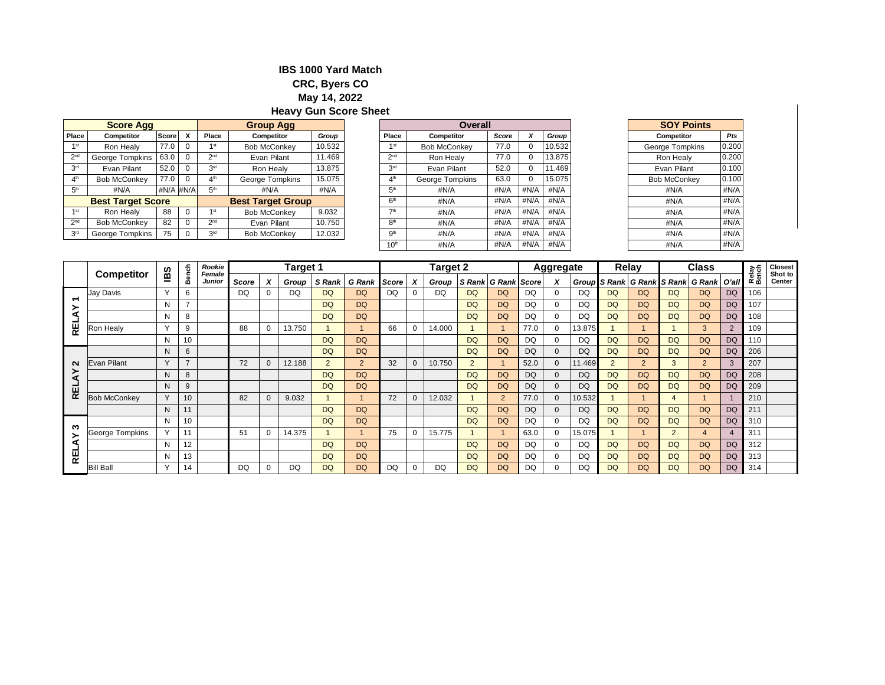# IBS 1000 Yard Match

## CRC, Byers CO

## May 14, 2022

## Heavy Gun Score Sheet

| Score Agg | | | | Group Agg | | |
|---|---|---|---|---|---|---|
| Place | Competitor | Score | X | Place | Competitor | Group |
| 1st | Ron Healy | 77.0 | 0 | 1st | Bob McConkey | 10.532 |
| 2nd | George Tompkins | 63.0 | 0 | 2nd | Evan Pilant | 11.469 |
| 3rd | Evan Pilant | 52.0 | 0 | 3rd | Ron Healy | 13.875 |
| 4th | Bob McConkey | 77.0 | 0 | 4th | George Tompkins | 15.075 |
| 5th | #N/A | #N/A | #N/A | 5th | #N/A | #N/A |
| **Best Target Score** | | | | **Best Target Group** | | |
| 1st | Ron Healy | 88 | 0 | 1st | Bob McConkey | 9.032 |
| 2nd | Bob McConkey | 82 | 0 | 2nd | Evan Pilant | 10.750 |
| 3rd | George Tompkins | 75 | 0 | 3rd | Bob McConkey | 12.032 |

| Overall | | | | |
|---|---|---|---|---|
| Place | Competitor | Score | X | Group |
| 1st | Bob McConkey | 77.0 | 0 | 10.532 |
| 2nd | Ron Healy | 77.0 | 0 | 13.875 |
| 3rd | Evan Pilant | 52.0 | 0 | 11.469 |
| 4th | George Tompkins | 63.0 | 0 | 15.075 |
| 5th | #N/A | #N/A | #N/A | #N/A |
| 6th | #N/A | #N/A | #N/A | #N/A |
| 7th | #N/A | #N/A | #N/A | #N/A |
| 8th | #N/A | #N/A | #N/A | #N/A |
| 9th | #N/A | #N/A | #N/A | #N/A |
| 10th | #N/A | #N/A | #N/A | #N/A |

| SOY Points | |
|---|---|
| Competitor | Pts |
| George Tompkins | 0.200 |
| Ron Healy | 0.200 |
| Evan Pilant | 0.100 |
| Bob McConkey | 0.100 |
| #N/A | #N/A |
| #N/A | #N/A |
| #N/A | #N/A |
| #N/A | #N/A |
| #N/A | #N/A |
| #N/A | #N/A |

| | Competitor | IBS | Bench | Rookie Female Junior | Target 1 | | | | | Target 2 | | | | | Aggregate | | | Relay | | Class | | | Relay Bench | Closest Shot to Center |
|---|---|---|---|---|---|---|---|---|---|---|---|---|---|---|---|---|---|---|---|---|---|---|---|---|
| | | | | | Score | X | Group | S Rank | G Rank | Score | X | Group | S Rank | G Rank | Score | X | Group | S Rank | G Rank | S Rank | G Rank | O'all | | |
| RELAY 1 | Jay Davis | Y | 6 | | DQ | 0 | DQ | DQ | DQ | DQ | 0 | DQ | DQ | DQ | DQ | 0 | DQ | DQ | DQ | DQ | DQ | DQ | 106 | |
| | | N | 7 | | | | | DQ | DQ | | | | DQ | DQ | DQ | 0 | DQ | DQ | DQ | DQ | DQ | DQ | 107 | |
| | | N | 8 | | | | | DQ | DQ | | | | DQ | DQ | DQ | 0 | DQ | DQ | DQ | DQ | DQ | DQ | 108 | |
| | Ron Healy | Y | 9 | | 88 | 0 | 13.750 | 1 | 1 | 66 | 0 | 14.000 | 1 | 1 | 77.0 | 0 | 13.875 | 1 | 1 | 1 | 3 | 2 | 109 | |
| | | N | 10 | | | | | DQ | DQ | | | | DQ | DQ | DQ | 0 | DQ | DQ | DQ | DQ | DQ | DQ | 110 | |
| RELAY 2 | | N | 6 | | | | | DQ | DQ | | | | DQ | DQ | DQ | 0 | DQ | DQ | DQ | DQ | DQ | DQ | 206 | |
| | Evan Pilant | Y | 7 | | 72 | 0 | 12.188 | 2 | 2 | 32 | 0 | 10.750 | 2 | 1 | 52.0 | 0 | 11.469 | 2 | 2 | 3 | 2 | 3 | 207 | |
| | | N | 8 | | | | | DQ | DQ | | | | DQ | DQ | DQ | 0 | DQ | DQ | DQ | DQ | DQ | DQ | 208 | |
| | | N | 9 | | | | | DQ | DQ | | | | DQ | DQ | DQ | 0 | DQ | DQ | DQ | DQ | DQ | DQ | 209 | |
| | Bob McConkey | Y | 10 | | 82 | 0 | 9.032 | 1 | 1 | 72 | 0 | 12.032 | 1 | 2 | 77.0 | 0 | 10.532 | 1 | 1 | 4 | 1 | 1 | 210 | |
| | | N | 11 | | | | | DQ | DQ | | | | DQ | DQ | DQ | 0 | DQ | DQ | DQ | DQ | DQ | DQ | 211 | |
| RELAY 3 | | N | 10 | | | | | DQ | DQ | | | | DQ | DQ | DQ | 0 | DQ | DQ | DQ | DQ | DQ | DQ | 310 | |
| | George Tompkins | Y | 11 | | 51 | 0 | 14.375 | 1 | 1 | 75 | 0 | 15.775 | 1 | 1 | 63.0 | 0 | 15.075 | 1 | 1 | 2 | 4 | 4 | 311 | |
| | | N | 12 | | | | | DQ | DQ | | | | DQ | DQ | DQ | 0 | DQ | DQ | DQ | DQ | DQ | DQ | 312 | |
| | | N | 13 | | | | | DQ | DQ | | | | DQ | DQ | DQ | 0 | DQ | DQ | DQ | DQ | DQ | DQ | 313 | |
| | Bill Ball | Y | 14 | | DQ | 0 | DQ | DQ | DQ | DQ | 0 | DQ | DQ | DQ | DQ | 0 | DQ | DQ | DQ | DQ | DQ | DQ | 314 | |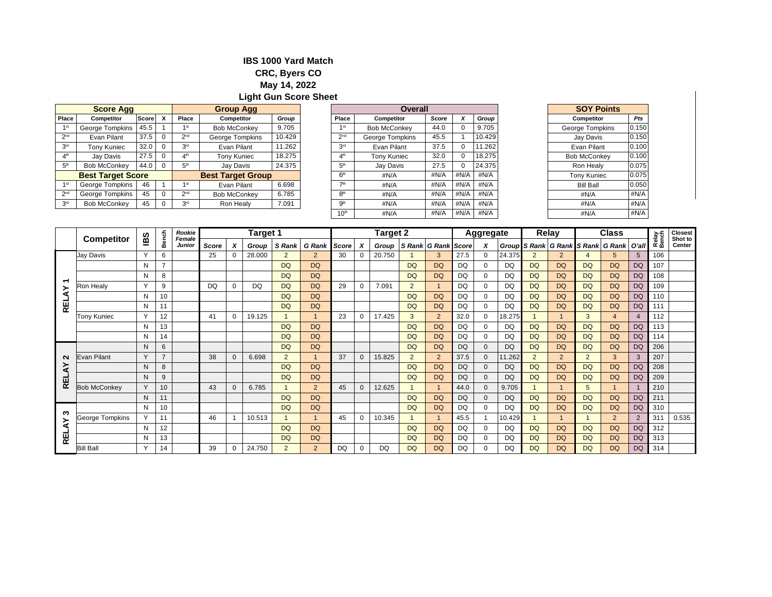**IBS 1000 Yard Match**

**CRC, Byers CO**

**May 14, 2022**

**Light Gun Score Sheet**

| Score Agg | | | | Group Agg | | |
|---|---|---|---|---|---|---|
| Place | Competitor | Score | X | Place | Competitor | Group |
| 1st | George Tompkins | 45.5 | 1 | 1st | Bob McConkey | 9.705 |
| 2nd | Evan Pilant | 37.5 | 0 | 2nd | George Tompkins | 10.429 |
| 3rd | Tony Kuniec | 32.0 | 0 | 3rd | Evan Pilant | 11.262 |
| 4th | Jay Davis | 27.5 | 0 | 4th | Tony Kuniec | 18.275 |
| 5th | Bob McConkey | 44.0 | 0 | 5th | Jay Davis | 24.375 |
| **Best Target Score** | | | | **Best Target Group** | | |
| 1st | George Tompkins | 46 | 1 | 1st | Evan Pilant | 6.698 |
| 2nd | George Tompkins | 45 | 0 | 2nd | Bob McConkey | 6.785 |
| 3rd | Bob McConkey | 45 | 0 | 3rd | Ron Healy | 7.091 |

| Overall | | | | |
|---|---|---|---|---|
| Place | Competitor | Score | X | Group |
| 1st | Bob McConkey | 44.0 | 0 | 9.705 |
| 2nd | George Tompkins | 45.5 | 1 | 10.429 |
| 3rd | Evan Pilant | 37.5 | 0 | 11.262 |
| 4th | Tony Kuniec | 32.0 | 0 | 18.275 |
| 5th | Jay Davis | 27.5 | 0 | 24.375 |
| 6th | #N/A | #N/A | #N/A | #N/A |
| 7th | #N/A | #N/A | #N/A | #N/A |
| 8th | #N/A | #N/A | #N/A | #N/A |
| 9th | #N/A | #N/A | #N/A | #N/A |
| 10th | #N/A | #N/A | #N/A | #N/A |

| SOY Points | |
|---|---|
| Competitor | Pts |
| George Tompkins | 0.150 |
| Jay Davis | 0.150 |
| Evan Pilant | 0.100 |
| Bob McConkey | 0.100 |
| Ron Healy | 0.075 |
| Tony Kuniec | 0.075 |
| Bill Ball | 0.050 |
| #N/A | #N/A |
| #N/A | #N/A |
| #N/A | #N/A |

| | Competitor | IBS | Bench | Rookie Female Junior | Target 1 | | | | | Target 2 | | | | | Aggregate | | | Relay | | Class | | | Relay Bench | Closest Shot to Center |
|---|---|---|---|---|---|---|---|---|---|---|---|---|---|---|---|---|---|---|---|---|---|---|---|---|
| | | | | | Score | X | Group | S Rank | G Rank | Score | X | Group | S Rank | G Rank | Score | X | Group | S Rank | G Rank | S Rank | G Rank | O'all | | |
| RELAY 1 | Jay Davis | Y | 6 | | 25 | 0 | 28.000 | 2 | 2 | 30 | 0 | 20.750 | 1 | 3 | 27.5 | 0 | 24.375 | 2 | 2 | 4 | 5 | 5 | 106 | |
| | | N | 7 | | | | | DQ | DQ | | | | DQ | DQ | DQ | 0 | DQ | DQ | DQ | DQ | DQ | DQ | 107 | |
| | | N | 8 | | | | | DQ | DQ | | | | DQ | DQ | DQ | 0 | DQ | DQ | DQ | DQ | DQ | DQ | 108 | |
| | Ron Healy | Y | 9 | | DQ | 0 | DQ | DQ | DQ | 29 | 0 | 7.091 | 2 | 1 | DQ | 0 | DQ | DQ | DQ | DQ | DQ | DQ | 109 | |
| | | N | 10 | | | | | DQ | DQ | | | | DQ | DQ | DQ | 0 | DQ | DQ | DQ | DQ | DQ | DQ | 110 | |
| | | N | 11 | | | | | DQ | DQ | | | | DQ | DQ | DQ | 0 | DQ | DQ | DQ | DQ | DQ | DQ | 111 | |
| | Tony Kuniec | Y | 12 | | 41 | 0 | 19.125 | 1 | 1 | 23 | 0 | 17.425 | 3 | 2 | 32.0 | 0 | 18.275 | 1 | 1 | 3 | 4 | 4 | 112 | |
| | | N | 13 | | | | | DQ | DQ | | | | DQ | DQ | DQ | 0 | DQ | DQ | DQ | DQ | DQ | DQ | 113 | |
| | | N | 14 | | | | | DQ | DQ | | | | DQ | DQ | DQ | 0 | DQ | DQ | DQ | DQ | DQ | DQ | 114 | |
| RELAY 2 | | N | 6 | | | | | DQ | DQ | | | | DQ | DQ | DQ | 0 | DQ | DQ | DQ | DQ | DQ | DQ | 206 | |
| | Evan Pilant | Y | 7 | | 38 | 0 | 6.698 | 2 | 1 | 37 | 0 | 15.825 | 2 | 2 | 37.5 | 0 | 11.262 | 2 | 2 | 2 | 3 | 3 | 207 | |
| | | N | 8 | | | | | DQ | DQ | | | | DQ | DQ | DQ | 0 | DQ | DQ | DQ | DQ | DQ | DQ | 208 | |
| | | N | 9 | | | | | DQ | DQ | | | | DQ | DQ | DQ | 0 | DQ | DQ | DQ | DQ | DQ | DQ | 209 | |
| | Bob McConkey | Y | 10 | | 43 | 0 | 6.785 | 1 | 2 | 45 | 0 | 12.625 | 1 | 1 | 44.0 | 0 | 9.705 | 1 | 1 | 5 | 1 | 1 | 210 | |
| | | N | 11 | | | | | DQ | DQ | | | | DQ | DQ | DQ | 0 | DQ | DQ | DQ | DQ | DQ | DQ | 211 | |
| RELAY 3 | | N | 10 | | | | | DQ | DQ | | | | DQ | DQ | DQ | 0 | DQ | DQ | DQ | DQ | DQ | DQ | 310 | |
| | George Tompkins | Y | 11 | | 46 | 1 | 10.513 | 1 | 1 | 45 | 0 | 10.345 | 1 | 1 | 45.5 | 1 | 10.429 | 1 | 1 | 1 | 2 | 2 | 311 | 0.535 |
| | | N | 12 | | | | | DQ | DQ | | | | DQ | DQ | DQ | 0 | DQ | DQ | DQ | DQ | DQ | DQ | 312 | |
| | | N | 13 | | | | | DQ | DQ | | | | DQ | DQ | DQ | 0 | DQ | DQ | DQ | DQ | DQ | DQ | 313 | |
| | Bill Ball | Y | 14 | | 39 | 0 | 24.750 | 2 | 2 | DQ | 0 | DQ | DQ | DQ | DQ | 0 | DQ | DQ | DQ | DQ | DQ | DQ | 314 | |